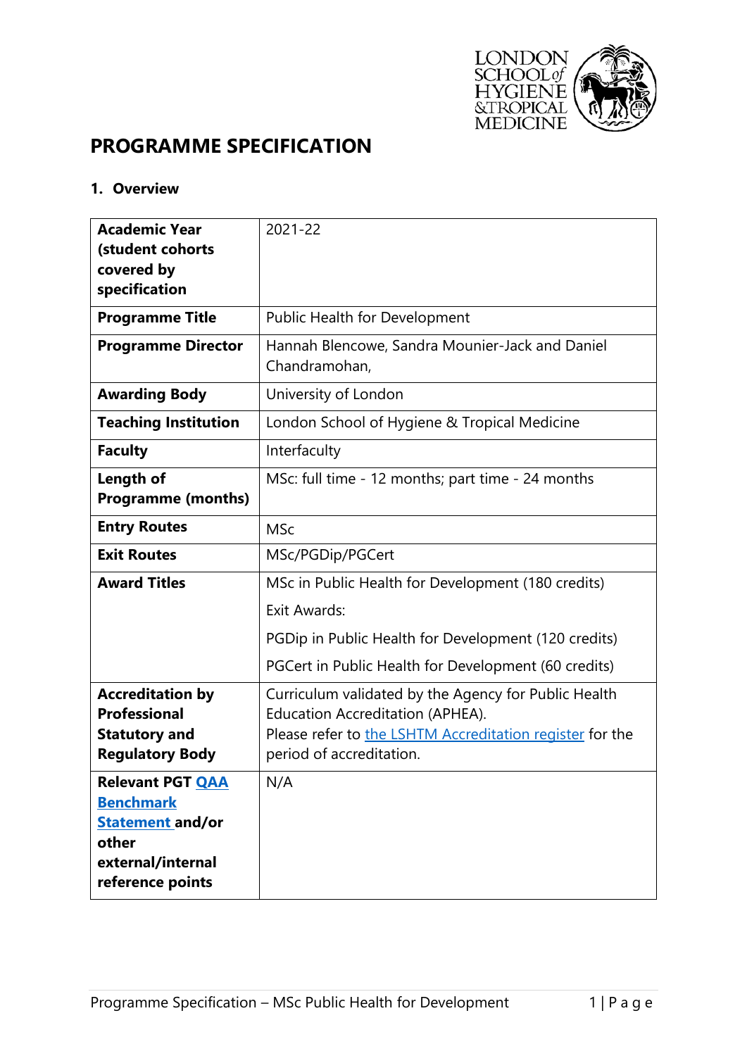# PROGRAMME SPECIFICATION

## 1. Overview

| | |
|---|---|
| **Academic Year (student cohorts covered by specification** | 2021-22 |
| **Programme Title** | Public Health for Development |
| **Programme Director** | Hannah Blencowe, Sandra Mounier-Jack and Daniel Chandramohan, |
| **Awarding Body** | University of London |
| **Teaching Institution** | London School of Hygiene & Tropical Medicine |
| **Faculty** | Interfaculty |
| **Length of Programme (months)** | MSc: full time - 12 months; part time - 24 months |
| **Entry Routes** | MSc |
| **Exit Routes** | MSc/PGDip/PGCert |
| **Award Titles** | MSc in Public Health for Development (180 credits)<br>Exit Awards:<br>PGDip in Public Health for Development (120 credits)<br>PGCert in Public Health for Development (60 credits) |
| **Accreditation by Professional Statutory and Regulatory Body** | Curriculum validated by the Agency for Public Health Education Accreditation (APHEA).<br>Please refer to the LSHTM Accreditation register for the period of accreditation. |
| **Relevant PGT QAA Benchmark Statement and/or other external/internal reference points** | N/A |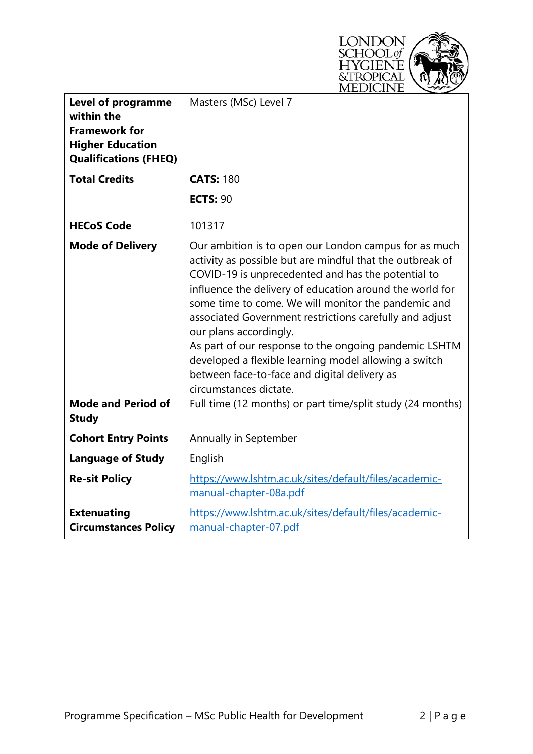| | |
|---|---|
| **Level of programme within the Framework for Higher Education Qualifications (FHEQ)** | Masters (MSc) Level 7 |
| **Total Credits** | **CATS:** 180<br>**ECTS:** 90 |
| **HECoS Code** | 101317 |
| **Mode of Delivery** | Our ambition is to open our London campus for as much activity as possible but are mindful that the outbreak of COVID-19 is unprecedented and has the potential to influence the delivery of education around the world for some time to come. We will monitor the pandemic and associated Government restrictions carefully and adjust our plans accordingly.<br>As part of our response to the ongoing pandemic LSHTM developed a flexible learning model allowing a switch between face-to-face and digital delivery as circumstances dictate. |
| **Mode and Period of Study** | Full time (12 months) or part time/split study (24 months) |
| **Cohort Entry Points** | Annually in September |
| **Language of Study** | English |
| **Re-sit Policy** | https://www.lshtm.ac.uk/sites/default/files/academic-manual-chapter-08a.pdf |
| **Extenuating Circumstances Policy** | https://www.lshtm.ac.uk/sites/default/files/academic-manual-chapter-07.pdf |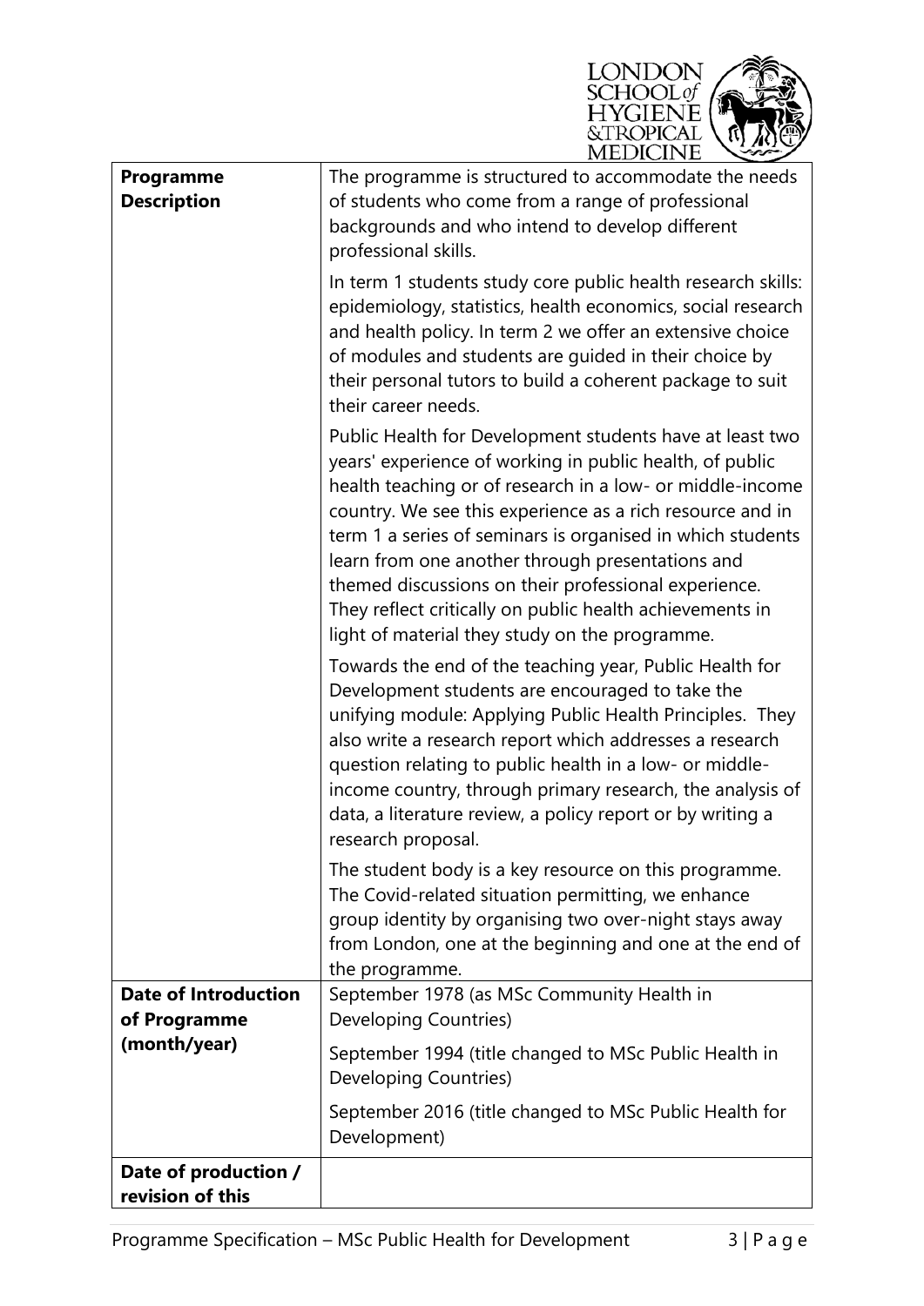| | |
|---|---|
| **Programme Description** | The programme is structured to accommodate the needs of students who come from a range of professional backgrounds and who intend to develop different professional skills.<br><br>In term 1 students study core public health research skills: epidemiology, statistics, health economics, social research and health policy. In term 2 we offer an extensive choice of modules and students are guided in their choice by their personal tutors to build a coherent package to suit their career needs.<br><br>Public Health for Development students have at least two years' experience of working in public health, of public health teaching or of research in a low- or middle-income country. We see this experience as a rich resource and in term 1 a series of seminars is organised in which students learn from one another through presentations and themed discussions on their professional experience. They reflect critically on public health achievements in light of material they study on the programme.<br><br>Towards the end of the teaching year, Public Health for Development students are encouraged to take the unifying module: Applying Public Health Principles. They also write a research report which addresses a research question relating to public health in a low- or middle-income country, through primary research, the analysis of data, a literature review, a policy report or by writing a research proposal.<br><br>The student body is a key resource on this programme. The Covid-related situation permitting, we enhance group identity by organising two over-night stays away from London, one at the beginning and one at the end of the programme. |
| **Date of Introduction of Programme (month/year)** | September 1978 (as MSc Community Health in Developing Countries)<br><br>September 1994 (title changed to MSc Public Health in Developing Countries)<br><br>September 2016 (title changed to MSc Public Health for Development) |
| **Date of production / revision of this** | |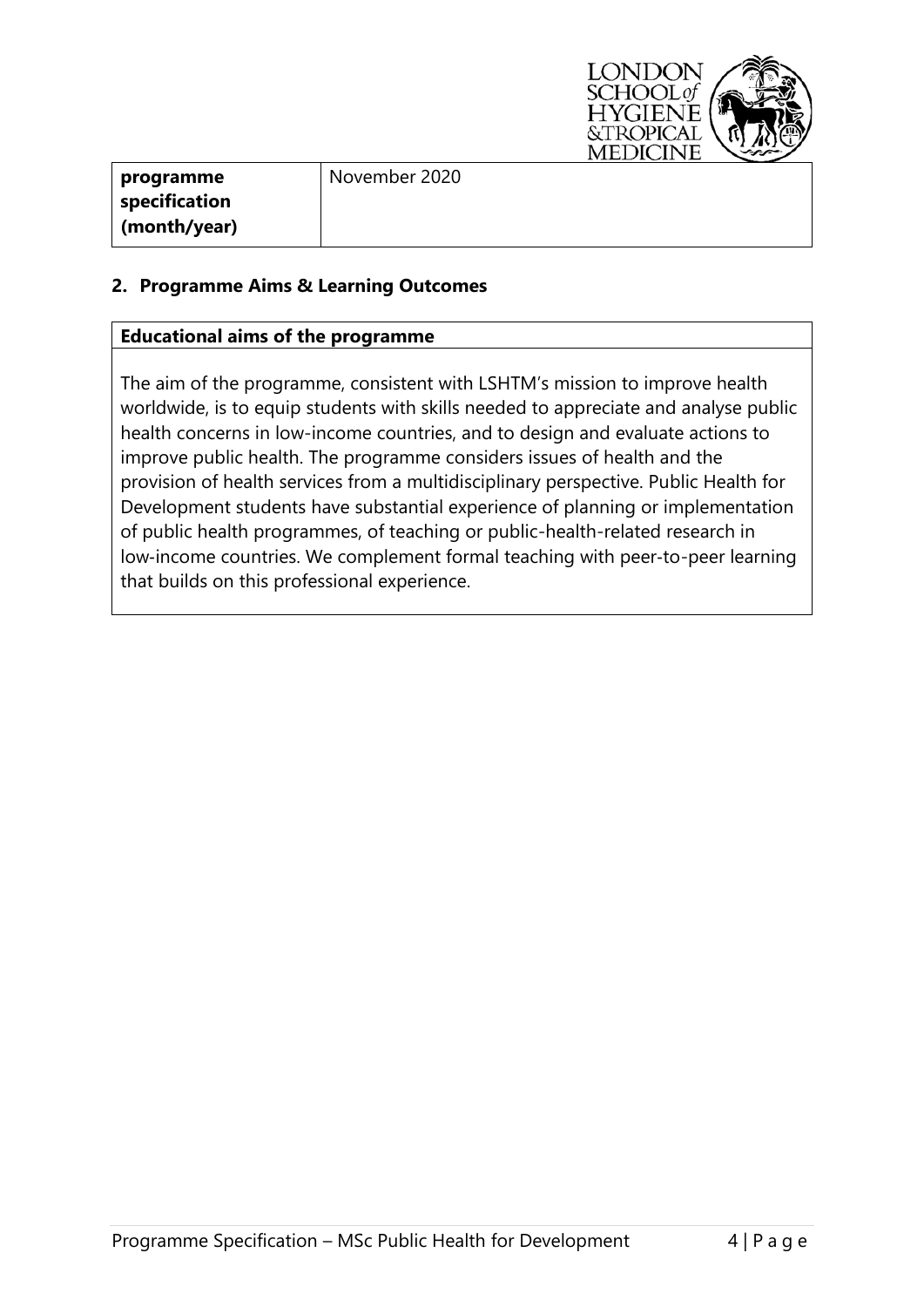| programme specification (month/year) | November 2020 |
|---|---|

## 2. Programme Aims & Learning Outcomes

| Educational aims of the programme |
|---|
| The aim of the programme, consistent with LSHTM's mission to improve health worldwide, is to equip students with skills needed to appreciate and analyse public health concerns in low-income countries, and to design and evaluate actions to improve public health. The programme considers issues of health and the provision of health services from a multidisciplinary perspective. Public Health for Development students have substantial experience of planning or implementation of public health programmes, of teaching or public-health-related research in low-income countries. We complement formal teaching with peer-to-peer learning that builds on this professional experience. |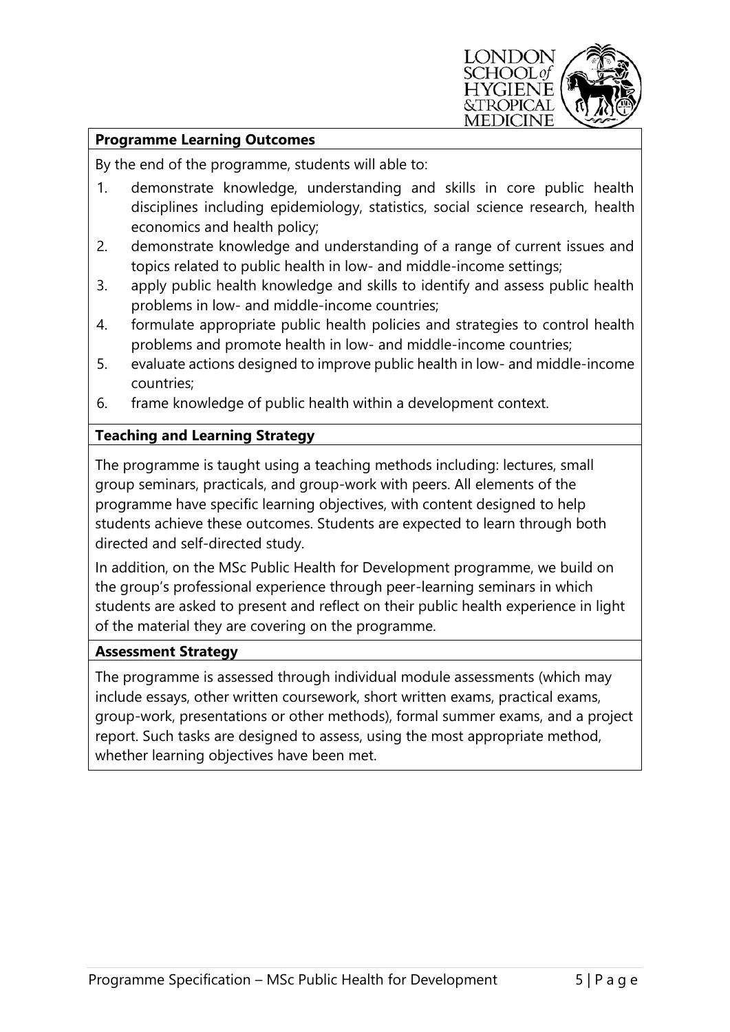## Programme Learning Outcomes

By the end of the programme, students will able to:

1. demonstrate knowledge, understanding and skills in core public health disciplines including epidemiology, statistics, social science research, health economics and health policy;
2. demonstrate knowledge and understanding of a range of current issues and topics related to public health in low- and middle-income settings;
3. apply public health knowledge and skills to identify and assess public health problems in low- and middle-income countries;
4. formulate appropriate public health policies and strategies to control health problems and promote health in low- and middle-income countries;
5. evaluate actions designed to improve public health in low- and middle-income countries;
6. frame knowledge of public health within a development context.

## Teaching and Learning Strategy

The programme is taught using a teaching methods including: lectures, small group seminars, practicals, and group-work with peers. All elements of the programme have specific learning objectives, with content designed to help students achieve these outcomes. Students are expected to learn through both directed and self-directed study.

In addition, on the MSc Public Health for Development programme, we build on the group's professional experience through peer-learning seminars in which students are asked to present and reflect on their public health experience in light of the material they are covering on the programme.

## Assessment Strategy

The programme is assessed through individual module assessments (which may include essays, other written coursework, short written exams, practical exams, group-work, presentations or other methods), formal summer exams, and a project report. Such tasks are designed to assess, using the most appropriate method, whether learning objectives have been met.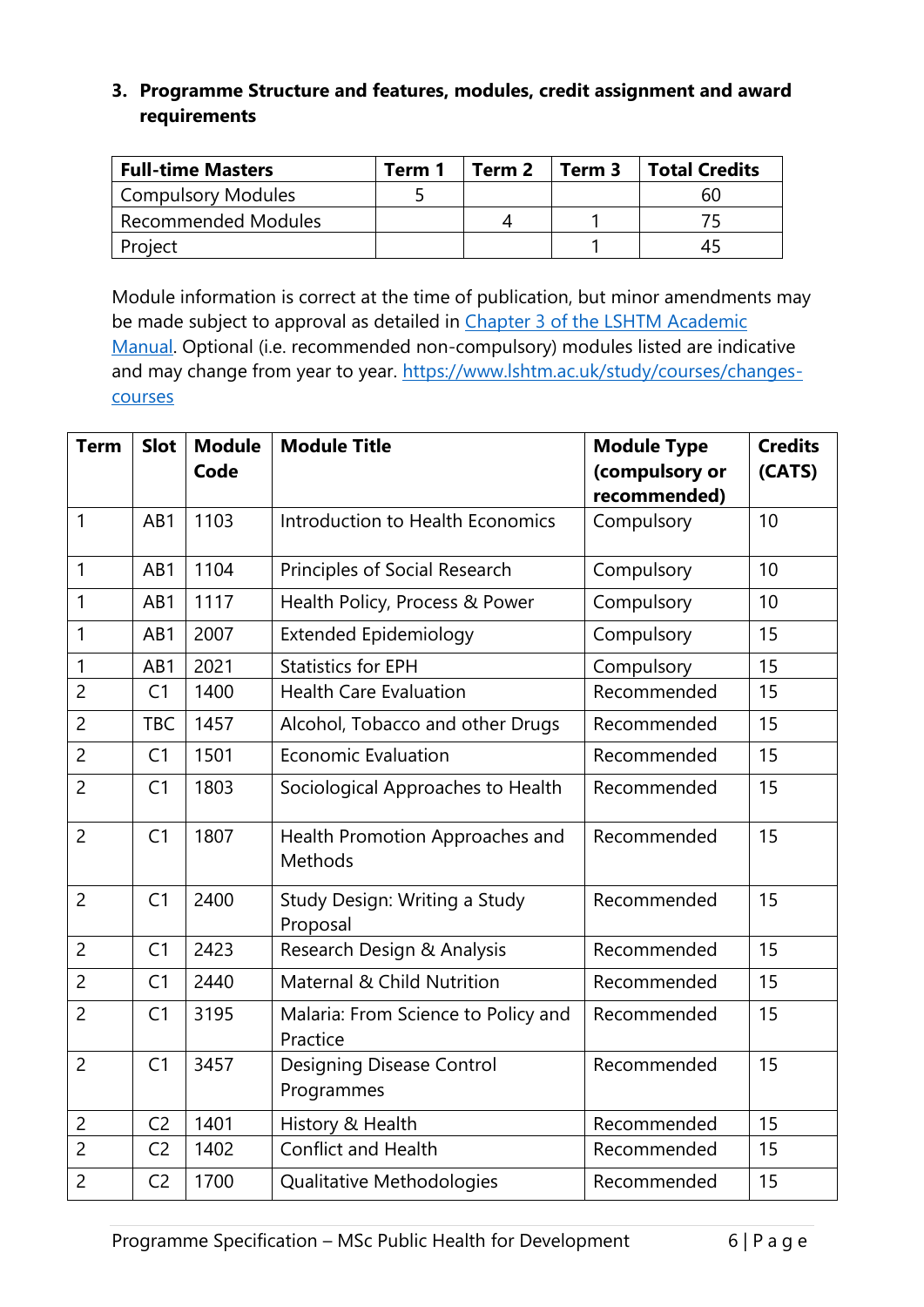### 3. Programme Structure and features, modules, credit assignment and award requirements

| Full-time Masters | Term 1 | Term 2 | Term 3 | Total Credits |
|---|---|---|---|---|
| Compulsory Modules | 5 | | | 60 |
| Recommended Modules | | 4 | 1 | 75 |
| Project | | | 1 | 45 |

Module information is correct at the time of publication, but minor amendments may be made subject to approval as detailed in [Chapter 3 of the LSHTM Academic Manual](). Optional (i.e. recommended non-compulsory) modules listed are indicative and may change from year to year. [https://www.lshtm.ac.uk/study/courses/changes-courses](https://www.lshtm.ac.uk/study/courses/changes-courses)

| Term | Slot | Module Code | Module Title | Module Type (compulsory or recommended) | Credits (CATS) |
|---|---|---|---|---|---|
| 1 | AB1 | 1103 | Introduction to Health Economics | Compulsory | 10 |
| 1 | AB1 | 1104 | Principles of Social Research | Compulsory | 10 |
| 1 | AB1 | 1117 | Health Policy, Process & Power | Compulsory | 10 |
| 1 | AB1 | 2007 | Extended Epidemiology | Compulsory | 15 |
| 1 | AB1 | 2021 | Statistics for EPH | Compulsory | 15 |
| 2 | C1 | 1400 | Health Care Evaluation | Recommended | 15 |
| 2 | TBC | 1457 | Alcohol, Tobacco and other Drugs | Recommended | 15 |
| 2 | C1 | 1501 | Economic Evaluation | Recommended | 15 |
| 2 | C1 | 1803 | Sociological Approaches to Health | Recommended | 15 |
| 2 | C1 | 1807 | Health Promotion Approaches and Methods | Recommended | 15 |
| 2 | C1 | 2400 | Study Design: Writing a Study Proposal | Recommended | 15 |
| 2 | C1 | 2423 | Research Design & Analysis | Recommended | 15 |
| 2 | C1 | 2440 | Maternal & Child Nutrition | Recommended | 15 |
| 2 | C1 | 3195 | Malaria: From Science to Policy and Practice | Recommended | 15 |
| 2 | C1 | 3457 | Designing Disease Control Programmes | Recommended | 15 |
| 2 | C2 | 1401 | History & Health | Recommended | 15 |
| 2 | C2 | 1402 | Conflict and Health | Recommended | 15 |
| 2 | C2 | 1700 | Qualitative Methodologies | Recommended | 15 |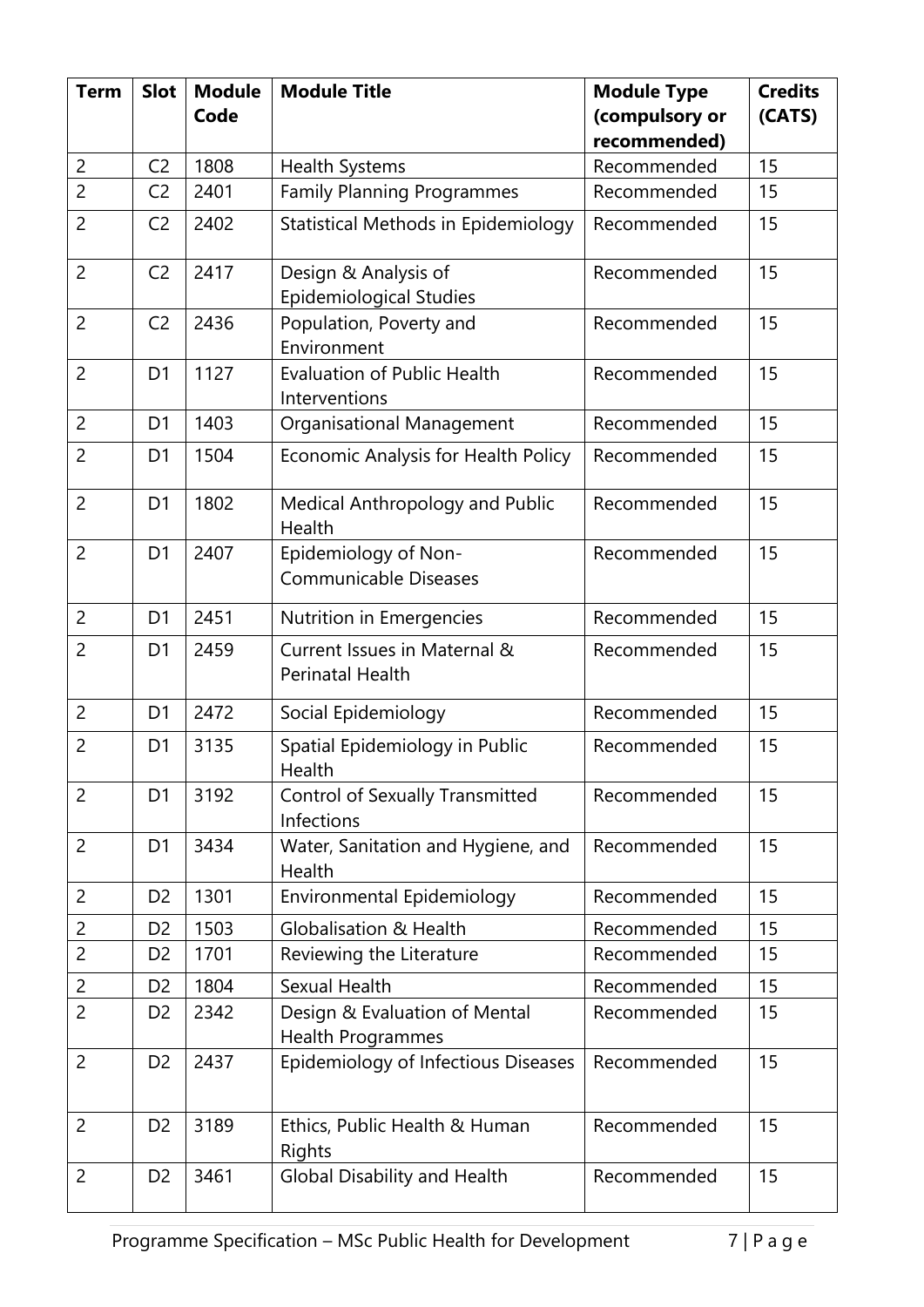| Term | Slot | Module Code | Module Title | Module Type (compulsory or recommended) | Credits (CATS) |
|---|---|---|---|---|---|
| 2 | C2 | 1808 | Health Systems | Recommended | 15 |
| 2 | C2 | 2401 | Family Planning Programmes | Recommended | 15 |
| 2 | C2 | 2402 | Statistical Methods in Epidemiology | Recommended | 15 |
| 2 | C2 | 2417 | Design & Analysis of Epidemiological Studies | Recommended | 15 |
| 2 | C2 | 2436 | Population, Poverty and Environment | Recommended | 15 |
| 2 | D1 | 1127 | Evaluation of Public Health Interventions | Recommended | 15 |
| 2 | D1 | 1403 | Organisational Management | Recommended | 15 |
| 2 | D1 | 1504 | Economic Analysis for Health Policy | Recommended | 15 |
| 2 | D1 | 1802 | Medical Anthropology and Public Health | Recommended | 15 |
| 2 | D1 | 2407 | Epidemiology of Non-Communicable Diseases | Recommended | 15 |
| 2 | D1 | 2451 | Nutrition in Emergencies | Recommended | 15 |
| 2 | D1 | 2459 | Current Issues in Maternal & Perinatal Health | Recommended | 15 |
| 2 | D1 | 2472 | Social Epidemiology | Recommended | 15 |
| 2 | D1 | 3135 | Spatial Epidemiology in Public Health | Recommended | 15 |
| 2 | D1 | 3192 | Control of Sexually Transmitted Infections | Recommended | 15 |
| 2 | D1 | 3434 | Water, Sanitation and Hygiene, and Health | Recommended | 15 |
| 2 | D2 | 1301 | Environmental Epidemiology | Recommended | 15 |
| 2 | D2 | 1503 | Globalisation & Health | Recommended | 15 |
| 2 | D2 | 1701 | Reviewing the Literature | Recommended | 15 |
| 2 | D2 | 1804 | Sexual Health | Recommended | 15 |
| 2 | D2 | 2342 | Design & Evaluation of Mental Health Programmes | Recommended | 15 |
| 2 | D2 | 2437 | Epidemiology of Infectious Diseases | Recommended | 15 |
| 2 | D2 | 3189 | Ethics, Public Health & Human Rights | Recommended | 15 |
| 2 | D2 | 3461 | Global Disability and Health | Recommended | 15 |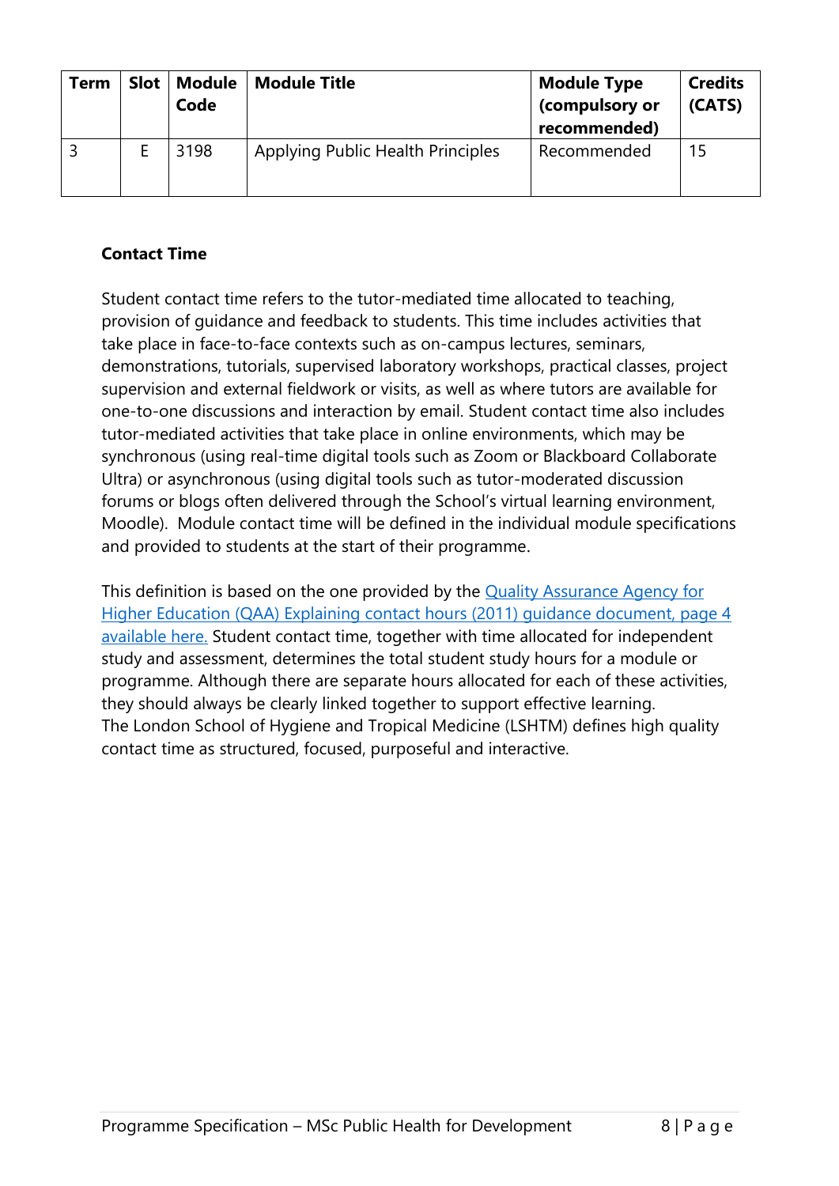| Term | Slot | Module Code | Module Title | Module Type (compulsory or recommended) | Credits (CATS) |
|---|---|---|---|---|---|
| 3 | E | 3198 | Applying Public Health Principles | Recommended | 15 |

**Contact Time**

Student contact time refers to the tutor-mediated time allocated to teaching, provision of guidance and feedback to students. This time includes activities that take place in face-to-face contexts such as on-campus lectures, seminars, demonstrations, tutorials, supervised laboratory workshops, practical classes, project supervision and external fieldwork or visits, as well as where tutors are available for one-to-one discussions and interaction by email. Student contact time also includes tutor-mediated activities that take place in online environments, which may be synchronous (using real-time digital tools such as Zoom or Blackboard Collaborate Ultra) or asynchronous (using digital tools such as tutor-moderated discussion forums or blogs often delivered through the School's virtual learning environment, Moodle). Module contact time will be defined in the individual module specifications and provided to students at the start of their programme.

This definition is based on the one provided by the Quality Assurance Agency for Higher Education (QAA) Explaining contact hours (2011) guidance document, page 4 available here. Student contact time, together with time allocated for independent study and assessment, determines the total student study hours for a module or programme. Although there are separate hours allocated for each of these activities, they should always be clearly linked together to support effective learning.
The London School of Hygiene and Tropical Medicine (LSHTM) defines high quality contact time as structured, focused, purposeful and interactive.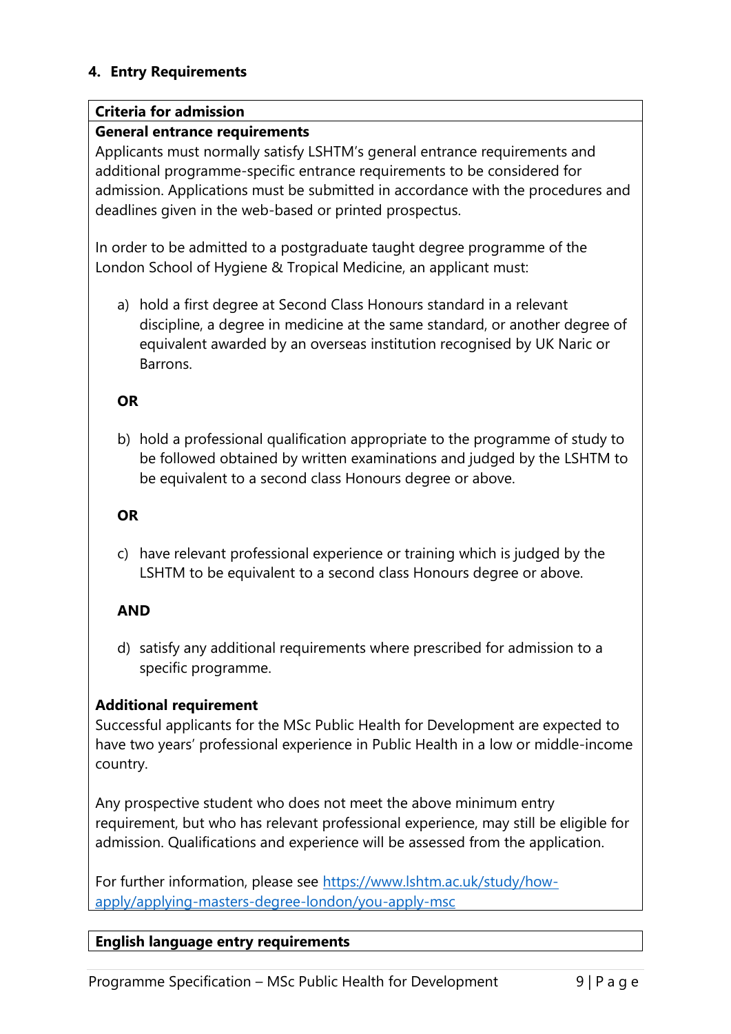## 4. Entry Requirements

| Criteria for admission |
|---|
| **General entrance requirements** |

Applicants must normally satisfy LSHTM's general entrance requirements and additional programme-specific entrance requirements to be considered for admission. Applications must be submitted in accordance with the procedures and deadlines given in the web-based or printed prospectus.

In order to be admitted to a postgraduate taught degree programme of the London School of Hygiene & Tropical Medicine, an applicant must:

a) hold a first degree at Second Class Honours standard in a relevant discipline, a degree in medicine at the same standard, or another degree of equivalent awarded by an overseas institution recognised by UK Naric or Barrons.

**OR**

b) hold a professional qualification appropriate to the programme of study to be followed obtained by written examinations and judged by the LSHTM to be equivalent to a second class Honours degree or above.

**OR**

c) have relevant professional experience or training which is judged by the LSHTM to be equivalent to a second class Honours degree or above.

**AND**

d) satisfy any additional requirements where prescribed for admission to a specific programme.

**Additional requirement**

Successful applicants for the MSc Public Health for Development are expected to have two years' professional experience in Public Health in a low or middle-income country.

Any prospective student who does not meet the above minimum entry requirement, but who has relevant professional experience, may still be eligible for admission. Qualifications and experience will be assessed from the application.

For further information, please see https://www.lshtm.ac.uk/study/how-apply/applying-masters-degree-london/you-apply-msc

| English language entry requirements |
|---|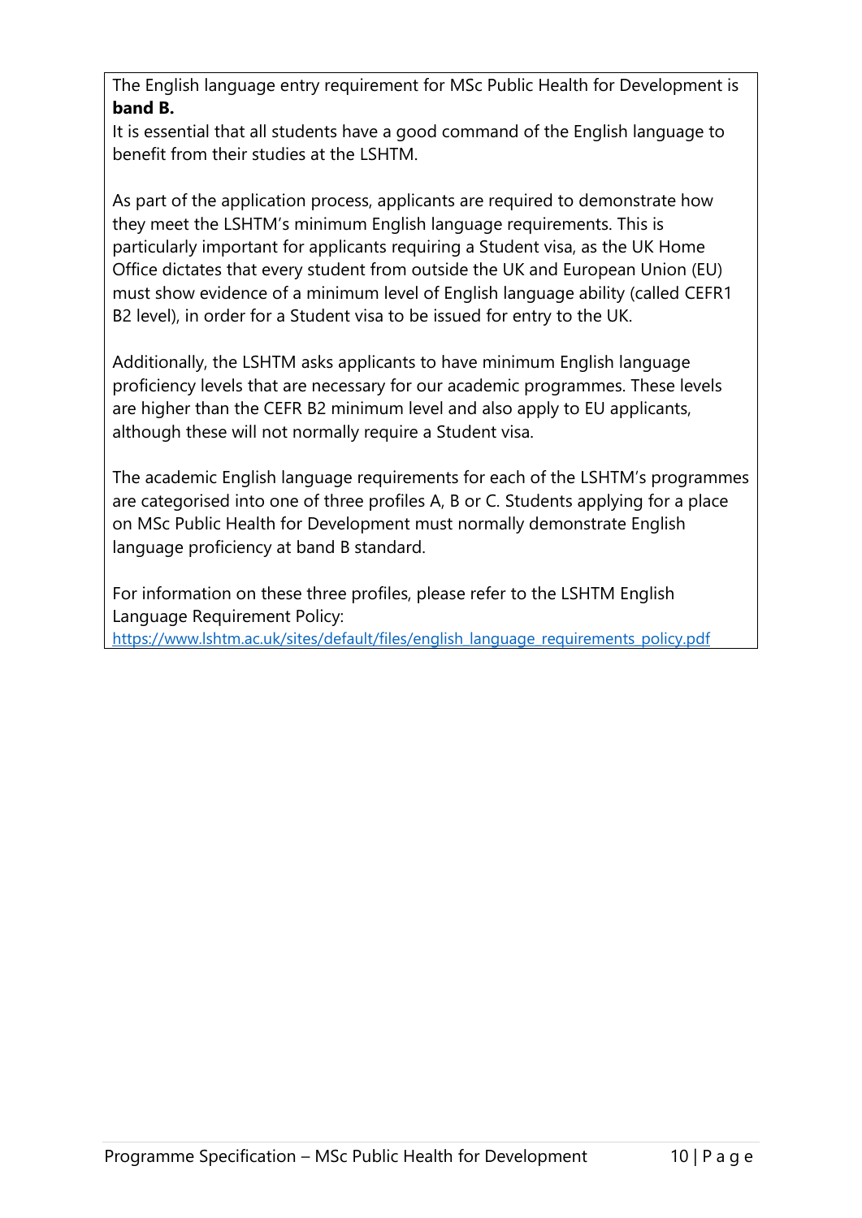The English language entry requirement for MSc Public Health for Development is **band B.**

It is essential that all students have a good command of the English language to benefit from their studies at the LSHTM.

As part of the application process, applicants are required to demonstrate how they meet the LSHTM's minimum English language requirements. This is particularly important for applicants requiring a Student visa, as the UK Home Office dictates that every student from outside the UK and European Union (EU) must show evidence of a minimum level of English language ability (called CEFR1 B2 level), in order for a Student visa to be issued for entry to the UK.

Additionally, the LSHTM asks applicants to have minimum English language proficiency levels that are necessary for our academic programmes. These levels are higher than the CEFR B2 minimum level and also apply to EU applicants, although these will not normally require a Student visa.

The academic English language requirements for each of the LSHTM's programmes are categorised into one of three profiles A, B or C. Students applying for a place on MSc Public Health for Development must normally demonstrate English language proficiency at band B standard.

For information on these three profiles, please refer to the LSHTM English Language Requirement Policy:
https://www.lshtm.ac.uk/sites/default/files/english_language_requirements_policy.pdf